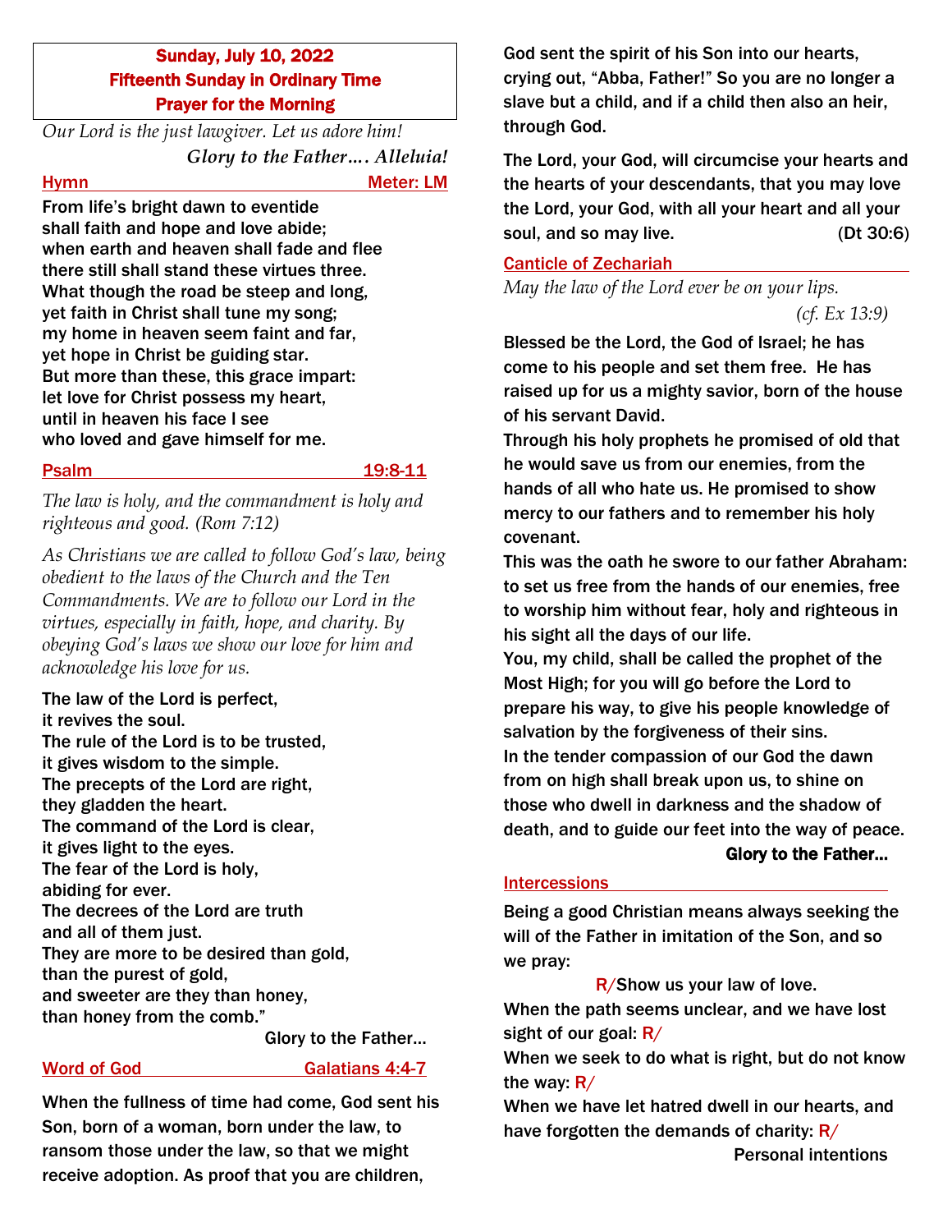# Sunday, July 10, 2022
## Fifteenth Sunday in Ordinary Time
## Prayer for the Morning

*Our Lord is the just lawgiver. Let us adore him!*
***Glory to the Father…. Alleluia!***

### Hymn — Meter: LM

From life's bright dawn to eventide
shall faith and hope and love abide;
when earth and heaven shall fade and flee
there still shall stand these virtues three.
What though the road be steep and long,
yet faith in Christ shall tune my song;
my home in heaven seem faint and far,
yet hope in Christ be guiding star.
But more than these, this grace impart:
let love for Christ possess my heart,
until in heaven his face I see
who loved and gave himself for me.

### Psalm — 19:8-11

*The law is holy, and the commandment is holy and righteous and good. (Rom 7:12)*

*As Christians we are called to follow God's law, being obedient to the laws of the Church and the Ten Commandments. We are to follow our Lord in the virtues, especially in faith, hope, and charity. By obeying God's laws we show our love for him and acknowledge his love for us.*

The law of the Lord is perfect,
it revives the soul.
The rule of the Lord is to be trusted,
it gives wisdom to the simple.
The precepts of the Lord are right,
they gladden the heart.
The command of the Lord is clear,
it gives light to the eyes.
The fear of the Lord is holy,
abiding for ever.
The decrees of the Lord are truth
and all of them just.
They are more to be desired than gold,
than the purest of gold,
and sweeter are they than honey,
than honey from the comb."

Glory to the Father…

### Word of God — Galatians 4:4-7

When the fullness of time had come, God sent his Son, born of a woman, born under the law, to ransom those under the law, so that we might receive adoption. As proof that you are children, God sent the spirit of his Son into our hearts, crying out, "Abba, Father!" So you are no longer a slave but a child, and if a child then also an heir, through God.

The Lord, your God, will circumcise your hearts and the hearts of your descendants, that you may love the Lord, your God, with all your heart and all your soul, and so may live. (Dt 30:6)

### Canticle of Zechariah

*May the law of the Lord ever be on your lips.*
*(cf. Ex 13:9)*

Blessed be the Lord, the God of Israel; he has come to his people and set them free. He has raised up for us a mighty savior, born of the house of his servant David.
Through his holy prophets he promised of old that he would save us from our enemies, from the hands of all who hate us. He promised to show mercy to our fathers and to remember his holy covenant.
This was the oath he swore to our father Abraham: to set us free from the hands of our enemies, free to worship him without fear, holy and righteous in his sight all the days of our life.
You, my child, shall be called the prophet of the Most High; for you will go before the Lord to prepare his way, to give his people knowledge of salvation by the forgiveness of their sins.
In the tender compassion of our God the dawn from on high shall break upon us, to shine on those who dwell in darkness and the shadow of death, and to guide our feet into the way of peace.

**Glory to the Father…**

### Intercessions

Being a good Christian means always seeking the will of the Father in imitation of the Son, and so we pray:

R/Show us your law of love.

When the path seems unclear, and we have lost sight of our goal: R/
When we seek to do what is right, but do not know the way: R/
When we have let hatred dwell in our hearts, and have forgotten the demands of charity: R/

Personal intentions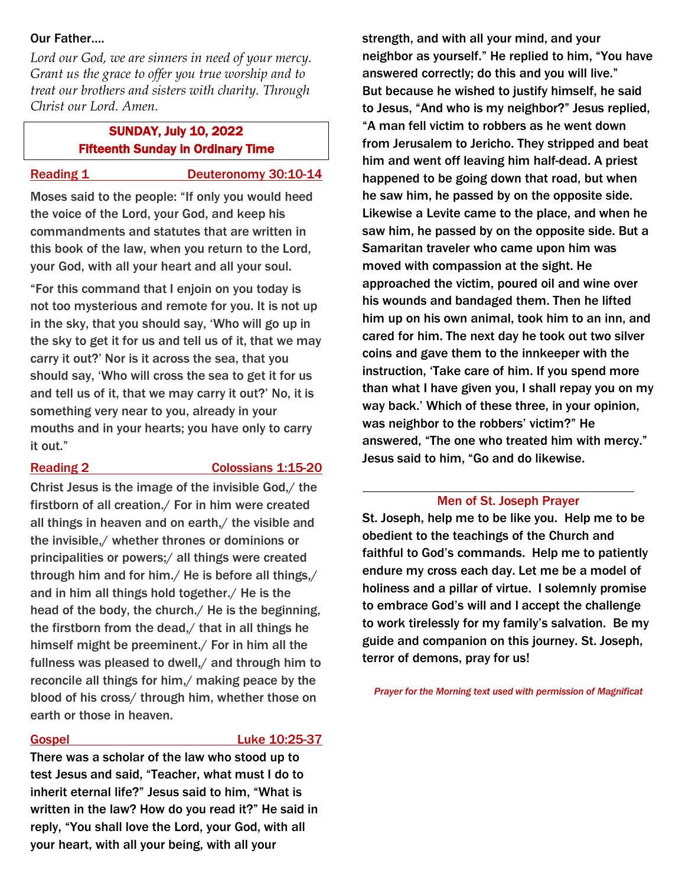Our Father….

*Lord our God, we are sinners in need of your mercy. Grant us the grace to offer you true worship and to treat our brothers and sisters with charity. Through Christ our Lord. Amen.*

## SUNDAY, July 10, 2022
## Fifteenth Sunday in Ordinary Time

**Reading 1 — Deuteronomy 30:10-14**

Moses said to the people: "If only you would heed the voice of the Lord, your God, and keep his commandments and statutes that are written in this book of the law, when you return to the Lord, your God, with all your heart and all your soul.

"For this command that I enjoin on you today is not too mysterious and remote for you. It is not up in the sky, that you should say, 'Who will go up in the sky to get it for us and tell us of it, that we may carry it out?' Nor is it across the sea, that you should say, 'Who will cross the sea to get it for us and tell us of it, that we may carry it out?' No, it is something very near to you, already in your mouths and in your hearts; you have only to carry it out."

**Reading 2 — Colossians 1:15-20**

Christ Jesus is the image of the invisible God,/ the firstborn of all creation./ For in him were created all things in heaven and on earth,/ the visible and the invisible,/ whether thrones or dominions or principalities or powers;/ all things were created through him and for him./ He is before all things,/ and in him all things hold together./ He is the head of the body, the church./ He is the beginning, the firstborn from the dead,/ that in all things he himself might be preeminent./ For in him all the fullness was pleased to dwell,/ and through him to reconcile all things for him,/ making peace by the blood of his cross/ through him, whether those on earth or those in heaven.

**Gospel — Luke 10:25-37**

There was a scholar of the law who stood up to test Jesus and said, "Teacher, what must I do to inherit eternal life?" Jesus said to him, "What is written in the law? How do you read it?" He said in reply, "You shall love the Lord, your God, with all your heart, with all your being, with all your strength, and with all your mind, and your neighbor as yourself." He replied to him, "You have answered correctly; do this and you will live."
But because he wished to justify himself, he said to Jesus, "And who is my neighbor?" Jesus replied, "A man fell victim to robbers as he went down from Jerusalem to Jericho. They stripped and beat him and went off leaving him half-dead. A priest happened to be going down that road, but when he saw him, he passed by on the opposite side. Likewise a Levite came to the place, and when he saw him, he passed by on the opposite side. But a Samaritan traveler who came upon him was moved with compassion at the sight. He approached the victim, poured oil and wine over his wounds and bandaged them. Then he lifted him up on his own animal, took him to an inn, and cared for him. The next day he took out two silver coins and gave them to the innkeeper with the instruction, 'Take care of him. If you spend more than what I have given you, I shall repay you on my way back.' Which of these three, in your opinion, was neighbor to the robbers' victim?" He answered, "The one who treated him with mercy." Jesus said to him, "Go and do likewise.

---

### Men of St. Joseph Prayer

St. Joseph, help me to be like you. Help me to be obedient to the teachings of the Church and faithful to God's commands. Help me to patiently endure my cross each day. Let me be a model of holiness and a pillar of virtue. I solemnly promise to embrace God's will and I accept the challenge to work tirelessly for my family's salvation. Be my guide and companion on this journey. St. Joseph, terror of demons, pray for us!

*Prayer for the Morning text used with permission of Magnificat*